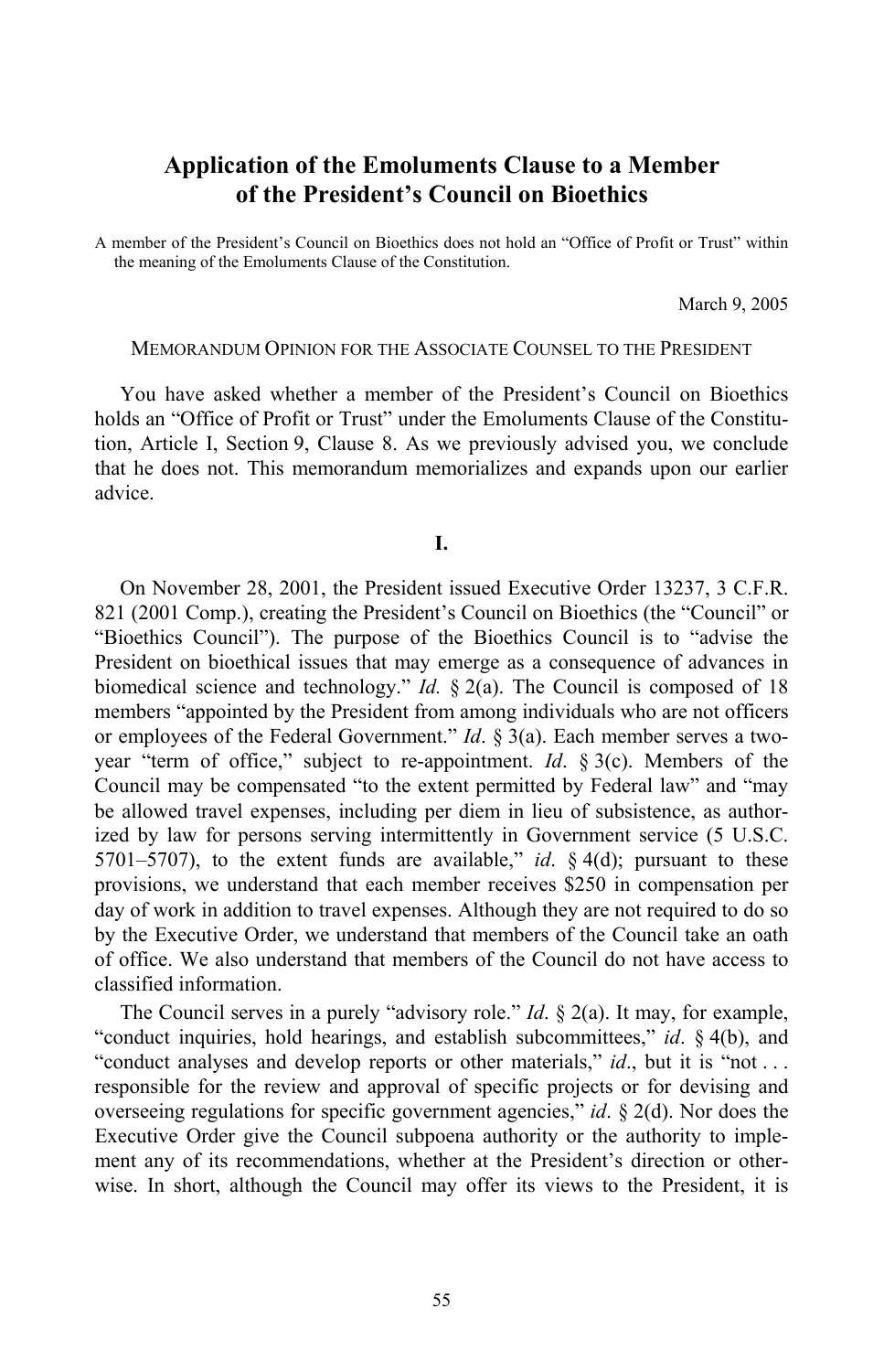# Application of the Emoluments Clause to a Member of the President's Council on Bioethics

A member of the President's Council on Bioethics does not hold an "Office of Profit or Trust" within the meaning of the Emoluments Clause of the Constitution.

March 9, 2005

MEMORANDUM OPINION FOR THE ASSOCIATE COUNSEL TO THE PRESIDENT

You have asked whether a member of the President's Council on Bioethics holds an "Office of Profit or Trust" under the Emoluments Clause of the Constitution, Article I, Section 9, Clause 8. As we previously advised you, we conclude that he does not. This memorandum memorializes and expands upon our earlier advice.

## I.

On November 28, 2001, the President issued Executive Order 13237, 3 C.F.R. 821 (2001 Comp.), creating the President's Council on Bioethics (the "Council" or "Bioethics Council"). The purpose of the Bioethics Council is to "advise the President on bioethical issues that may emerge as a consequence of advances in biomedical science and technology." *Id.* § 2(a). The Council is composed of 18 members "appointed by the President from among individuals who are not officers or employees of the Federal Government." *Id*. § 3(a). Each member serves a two-year "term of office," subject to re-appointment. *Id*. § 3(c). Members of the Council may be compensated "to the extent permitted by Federal law" and "may be allowed travel expenses, including per diem in lieu of subsistence, as authorized by law for persons serving intermittently in Government service (5 U.S.C. 5701–5707), to the extent funds are available," *id*. § 4(d); pursuant to these provisions, we understand that each member receives $250 in compensation per day of work in addition to travel expenses. Although they are not required to do so by the Executive Order, we understand that members of the Council take an oath of office. We also understand that members of the Council do not have access to classified information.

The Council serves in a purely "advisory role." *Id*. § 2(a). It may, for example, "conduct inquiries, hold hearings, and establish subcommittees," *id*. § 4(b), and "conduct analyses and develop reports or other materials," *id*., but it is "not . . . responsible for the review and approval of specific projects or for devising and overseeing regulations for specific government agencies," *id*. § 2(d). Nor does the Executive Order give the Council subpoena authority or the authority to implement any of its recommendations, whether at the President's direction or otherwise. In short, although the Council may offer its views to the President, it is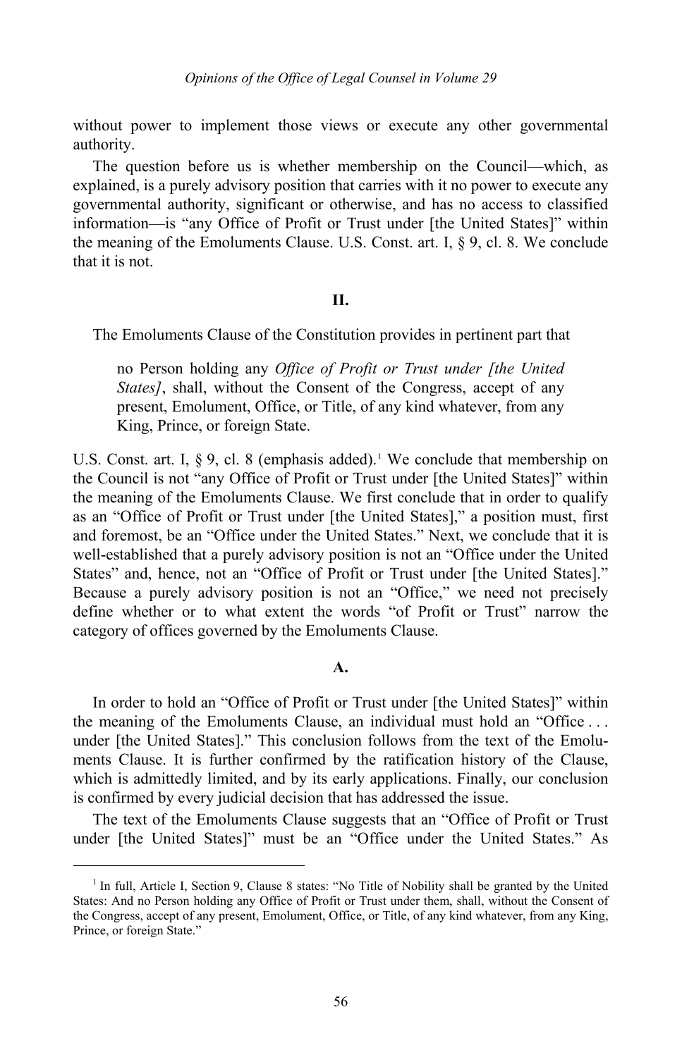without power to implement those views or execute any other governmental authority.

The question before us is whether membership on the Council—which, as explained, is a purely advisory position that carries with it no power to execute any governmental authority, significant or otherwise, and has no access to classified information—is "any Office of Profit or Trust under [the United States]" within the meaning of the Emoluments Clause. U.S. Const. art. I, § 9, cl. 8. We conclude that it is not.

## II.

The Emoluments Clause of the Constitution provides in pertinent part that

> no Person holding any *Office of Profit or Trust under [the United States]*, shall, without the Consent of the Congress, accept of any present, Emolument, Office, or Title, of any kind whatever, from any King, Prince, or foreign State.

U.S. Const. art. I, § 9, cl. 8 (emphasis added).[1] We conclude that membership on the Council is not "any Office of Profit or Trust under [the United States]" within the meaning of the Emoluments Clause. We first conclude that in order to qualify as an "Office of Profit or Trust under [the United States]," a position must, first and foremost, be an "Office under the United States." Next, we conclude that it is well-established that a purely advisory position is not an "Office under the United States" and, hence, not an "Office of Profit or Trust under [the United States]." Because a purely advisory position is not an "Office," we need not precisely define whether or to what extent the words "of Profit or Trust" narrow the category of offices governed by the Emoluments Clause.

### A.

In order to hold an "Office of Profit or Trust under [the United States]" within the meaning of the Emoluments Clause, an individual must hold an "Office . . . under [the United States]." This conclusion follows from the text of the Emoluments Clause. It is further confirmed by the ratification history of the Clause, which is admittedly limited, and by its early applications. Finally, our conclusion is confirmed by every judicial decision that has addressed the issue.

The text of the Emoluments Clause suggests that an "Office of Profit or Trust under [the United States]" must be an "Office under the United States." As

---

[1] In full, Article I, Section 9, Clause 8 states: "No Title of Nobility shall be granted by the United States: And no Person holding any Office of Profit or Trust under them, shall, without the Consent of the Congress, accept of any present, Emolument, Office, or Title, of any kind whatever, from any King, Prince, or foreign State."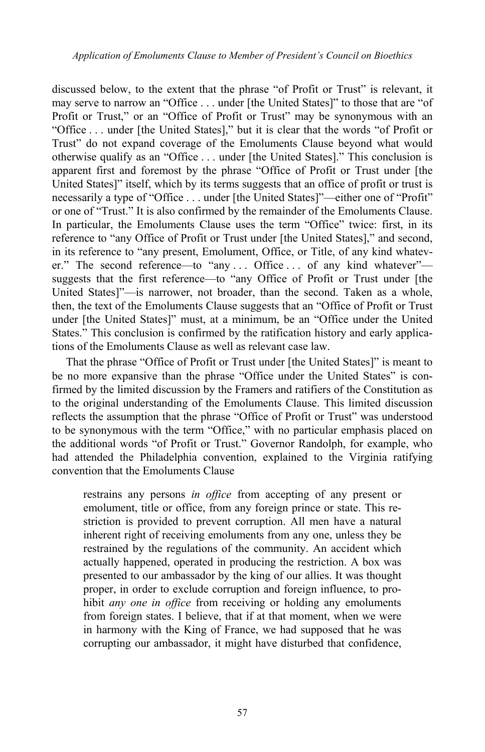discussed below, to the extent that the phrase "of Profit or Trust" is relevant, it may serve to narrow an "Office . . . under [the United States]" to those that are "of Profit or Trust," or an "Office of Profit or Trust" may be synonymous with an "Office . . . under [the United States]," but it is clear that the words "of Profit or Trust" do not expand coverage of the Emoluments Clause beyond what would otherwise qualify as an "Office . . . under [the United States]." This conclusion is apparent first and foremost by the phrase "Office of Profit or Trust under [the United States]" itself, which by its terms suggests that an office of profit or trust is necessarily a type of "Office . . . under [the United States]"—either one of "Profit" or one of "Trust." It is also confirmed by the remainder of the Emoluments Clause. In particular, the Emoluments Clause uses the term "Office" twice: first, in its reference to "any Office of Profit or Trust under [the United States]," and second, in its reference to "any present, Emolument, Office, or Title, of any kind whatever." The second reference—to "any . . . Office . . . of any kind whatever"—suggests that the first reference—to "any Office of Profit or Trust under [the United States]"—is narrower, not broader, than the second. Taken as a whole, then, the text of the Emoluments Clause suggests that an "Office of Profit or Trust under [the United States]" must, at a minimum, be an "Office under the United States." This conclusion is confirmed by the ratification history and early applications of the Emoluments Clause as well as relevant case law.

That the phrase "Office of Profit or Trust under [the United States]" is meant to be no more expansive than the phrase "Office under the United States" is confirmed by the limited discussion by the Framers and ratifiers of the Constitution as to the original understanding of the Emoluments Clause. This limited discussion reflects the assumption that the phrase "Office of Profit or Trust" was understood to be synonymous with the term "Office," with no particular emphasis placed on the additional words "of Profit or Trust." Governor Randolph, for example, who had attended the Philadelphia convention, explained to the Virginia ratifying convention that the Emoluments Clause

> restrains any persons *in office* from accepting of any present or emolument, title or office, from any foreign prince or state. This restriction is provided to prevent corruption. All men have a natural inherent right of receiving emoluments from any one, unless they be restrained by the regulations of the community. An accident which actually happened, operated in producing the restriction. A box was presented to our ambassador by the king of our allies. It was thought proper, in order to exclude corruption and foreign influence, to prohibit *any one in office* from receiving or holding any emoluments from foreign states. I believe, that if at that moment, when we were in harmony with the King of France, we had supposed that he was corrupting our ambassador, it might have disturbed that confidence,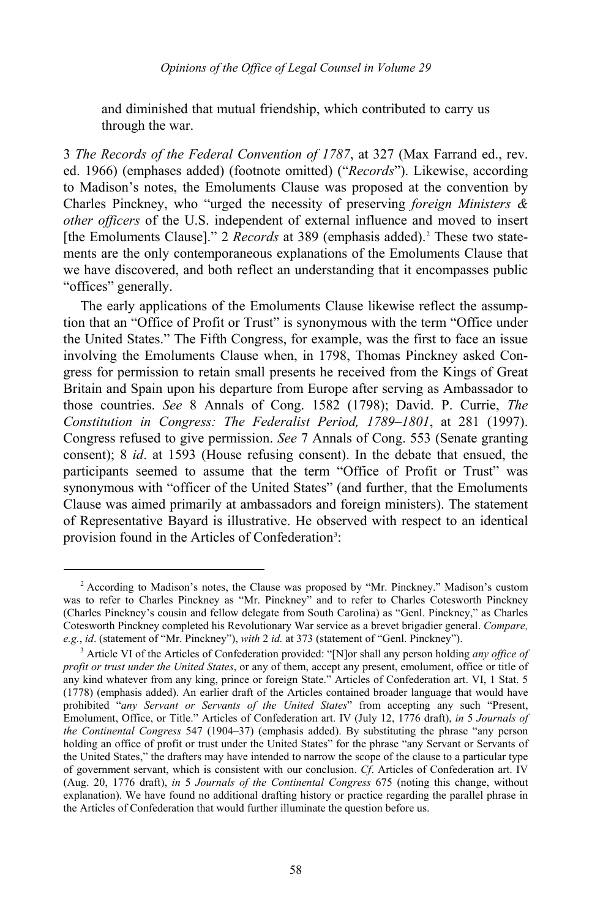> and diminished that mutual friendship, which contributed to carry us through the war.

3 *The Records of the Federal Convention of 1787*, at 327 (Max Farrand ed., rev. ed. 1966) (emphases added) (footnote omitted) ("*Records*"). Likewise, according to Madison's notes, the Emoluments Clause was proposed at the convention by Charles Pinckney, who "urged the necessity of preserving *foreign Ministers & other officers* of the U.S. independent of external influence and moved to insert [the Emoluments Clause]." 2 *Records* at 389 (emphasis added).[2] These two statements are the only contemporaneous explanations of the Emoluments Clause that we have discovered, and both reflect an understanding that it encompasses public "offices" generally.

The early applications of the Emoluments Clause likewise reflect the assumption that an "Office of Profit or Trust" is synonymous with the term "Office under the United States." The Fifth Congress, for example, was the first to face an issue involving the Emoluments Clause when, in 1798, Thomas Pinckney asked Congress for permission to retain small presents he received from the Kings of Great Britain and Spain upon his departure from Europe after serving as Ambassador to those countries. *See* 8 Annals of Cong. 1582 (1798); David. P. Currie, *The Constitution in Congress: The Federalist Period, 1789–1801*, at 281 (1997). Congress refused to give permission. *See* 7 Annals of Cong. 553 (Senate granting consent); 8 *id*. at 1593 (House refusing consent). In the debate that ensued, the participants seemed to assume that the term "Office of Profit or Trust" was synonymous with "officer of the United States" (and further, that the Emoluments Clause was aimed primarily at ambassadors and foreign ministers). The statement of Representative Bayard is illustrative. He observed with respect to an identical provision found in the Articles of Confederation[3]:

---

[2] According to Madison's notes, the Clause was proposed by "Mr. Pinckney." Madison's custom was to refer to Charles Pinckney as "Mr. Pinckney" and to refer to Charles Cotesworth Pinckney (Charles Pinckney's cousin and fellow delegate from South Carolina) as "Genl. Pinckney," as Charles Cotesworth Pinckney completed his Revolutionary War service as a brevet brigadier general. *Compare, e.g.*, *id*. (statement of "Mr. Pinckney"), *with* 2 *id.* at 373 (statement of "Genl. Pinckney").

[3] Article VI of the Articles of Confederation provided: "[N]or shall any person holding *any office of profit or trust under the United States*, or any of them, accept any present, emolument, office or title of any kind whatever from any king, prince or foreign State." Articles of Confederation art. VI, 1 Stat. 5 (1778) (emphasis added). An earlier draft of the Articles contained broader language that would have prohibited "*any Servant or Servants of the United States*" from accepting any such "Present, Emolument, Office, or Title." Articles of Confederation art. IV (July 12, 1776 draft), *in* 5 *Journals of the Continental Congress* 547 (1904–37) (emphasis added). By substituting the phrase "any person holding an office of profit or trust under the United States" for the phrase "any Servant or Servants of the United States," the drafters may have intended to narrow the scope of the clause to a particular type of government servant, which is consistent with our conclusion. *Cf*. Articles of Confederation art. IV (Aug. 20, 1776 draft), *in* 5 *Journals of the Continental Congress* 675 (noting this change, without explanation). We have found no additional drafting history or practice regarding the parallel phrase in the Articles of Confederation that would further illuminate the question before us.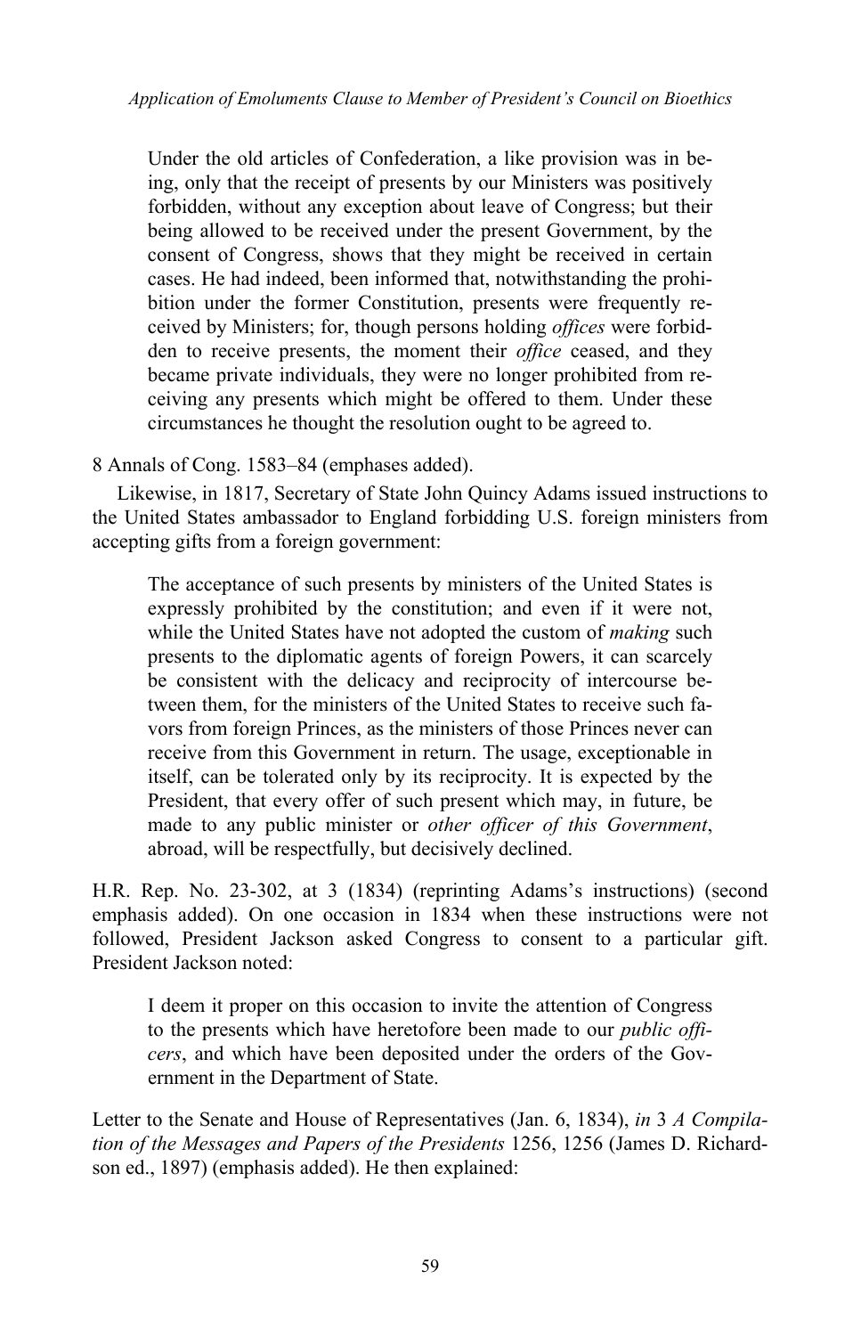> Under the old articles of Confederation, a like provision was in being, only that the receipt of presents by our Ministers was positively forbidden, without any exception about leave of Congress; but their being allowed to be received under the present Government, by the consent of Congress, shows that they might be received in certain cases. He had indeed, been informed that, notwithstanding the prohibition under the former Constitution, presents were frequently received by Ministers; for, though persons holding *offices* were forbidden to receive presents, the moment their *office* ceased, and they became private individuals, they were no longer prohibited from receiving any presents which might be offered to them. Under these circumstances he thought the resolution ought to be agreed to.

8 Annals of Cong. 1583–84 (emphases added).

Likewise, in 1817, Secretary of State John Quincy Adams issued instructions to the United States ambassador to England forbidding U.S. foreign ministers from accepting gifts from a foreign government:

> The acceptance of such presents by ministers of the United States is expressly prohibited by the constitution; and even if it were not, while the United States have not adopted the custom of *making* such presents to the diplomatic agents of foreign Powers, it can scarcely be consistent with the delicacy and reciprocity of intercourse between them, for the ministers of the United States to receive such favors from foreign Princes, as the ministers of those Princes never can receive from this Government in return. The usage, exceptionable in itself, can be tolerated only by its reciprocity. It is expected by the President, that every offer of such present which may, in future, be made to any public minister or *other officer of this Government*, abroad, will be respectfully, but decisively declined.

H.R. Rep. No. 23-302, at 3 (1834) (reprinting Adams's instructions) (second emphasis added). On one occasion in 1834 when these instructions were not followed, President Jackson asked Congress to consent to a particular gift. President Jackson noted:

> I deem it proper on this occasion to invite the attention of Congress to the presents which have heretofore been made to our *public officers*, and which have been deposited under the orders of the Government in the Department of State.

Letter to the Senate and House of Representatives (Jan. 6, 1834), *in* 3 *A Compilation of the Messages and Papers of the Presidents* 1256, 1256 (James D. Richardson ed., 1897) (emphasis added). He then explained: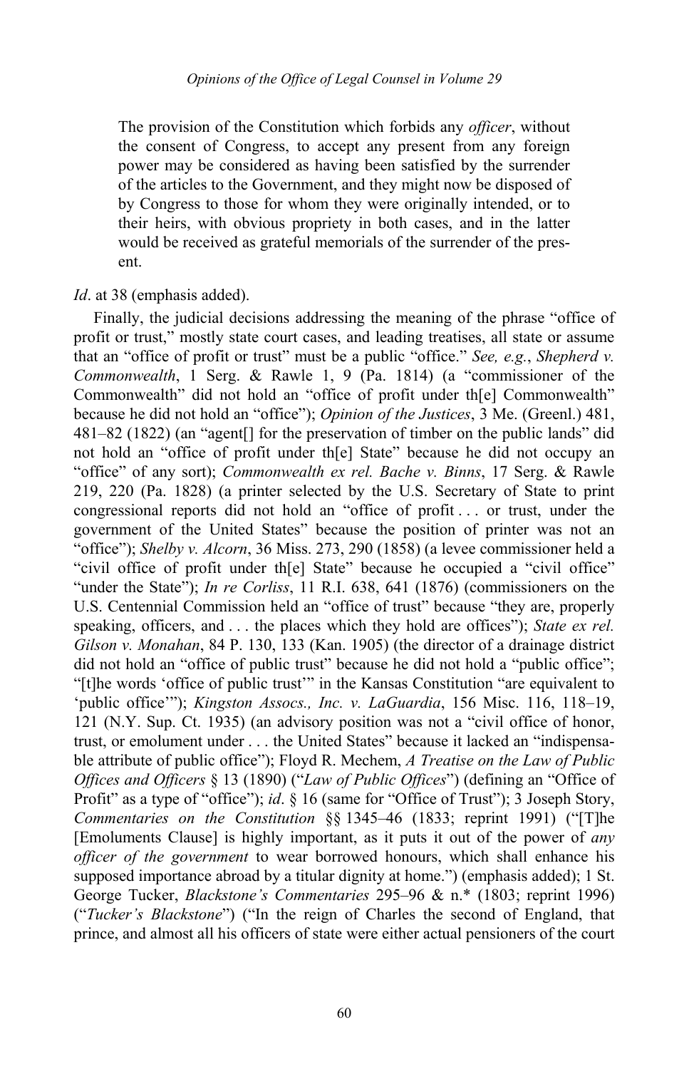> The provision of the Constitution which forbids any *officer*, without the consent of Congress, to accept any present from any foreign power may be considered as having been satisfied by the surrender of the articles to the Government, and they might now be disposed of by Congress to those for whom they were originally intended, or to their heirs, with obvious propriety in both cases, and in the latter would be received as grateful memorials of the surrender of the present.

*Id*. at 38 (emphasis added).

Finally, the judicial decisions addressing the meaning of the phrase "office of profit or trust," mostly state court cases, and leading treatises, all state or assume that an "office of profit or trust" must be a public "office." *See, e.g.*, *Shepherd v. Commonwealth*, 1 Serg. & Rawle 1, 9 (Pa. 1814) (a "commissioner of the Commonwealth" did not hold an "office of profit under th[e] Commonwealth" because he did not hold an "office"); *Opinion of the Justices*, 3 Me. (Greenl.) 481, 481–82 (1822) (an "agent[] for the preservation of timber on the public lands" did not hold an "office of profit under th[e] State" because he did not occupy an "office" of any sort); *Commonwealth ex rel. Bache v. Binns*, 17 Serg. & Rawle 219, 220 (Pa. 1828) (a printer selected by the U.S. Secretary of State to print congressional reports did not hold an "office of profit . . . or trust, under the government of the United States" because the position of printer was not an "office"); *Shelby v. Alcorn*, 36 Miss. 273, 290 (1858) (a levee commissioner held a "civil office of profit under th[e] State" because he occupied a "civil office" "under the State"); *In re Corliss*, 11 R.I. 638, 641 (1876) (commissioners on the U.S. Centennial Commission held an "office of trust" because "they are, properly speaking, officers, and . . . the places which they hold are offices"); *State ex rel. Gilson v. Monahan*, 84 P. 130, 133 (Kan. 1905) (the director of a drainage district did not hold an "office of public trust" because he did not hold a "public office"; "[t]he words 'office of public trust'" in the Kansas Constitution "are equivalent to 'public office'"); *Kingston Assocs., Inc. v. LaGuardia*, 156 Misc. 116, 118–19, 121 (N.Y. Sup. Ct. 1935) (an advisory position was not a "civil office of honor, trust, or emolument under . . . the United States" because it lacked an "indispensable attribute of public office"); Floyd R. Mechem, *A Treatise on the Law of Public Offices and Officers* § 13 (1890) ("*Law of Public Offices*") (defining an "Office of Profit" as a type of "office"); *id*. § 16 (same for "Office of Trust"); 3 Joseph Story, *Commentaries on the Constitution* §§ 1345–46 (1833; reprint 1991) ("[T]he [Emoluments Clause] is highly important, as it puts it out of the power of *any officer of the government* to wear borrowed honours, which shall enhance his supposed importance abroad by a titular dignity at home.") (emphasis added); 1 St. George Tucker, *Blackstone's Commentaries* 295–96 & n.* (1803; reprint 1996) ("*Tucker's Blackstone*") ("In the reign of Charles the second of England, that prince, and almost all his officers of state were either actual pensioners of the court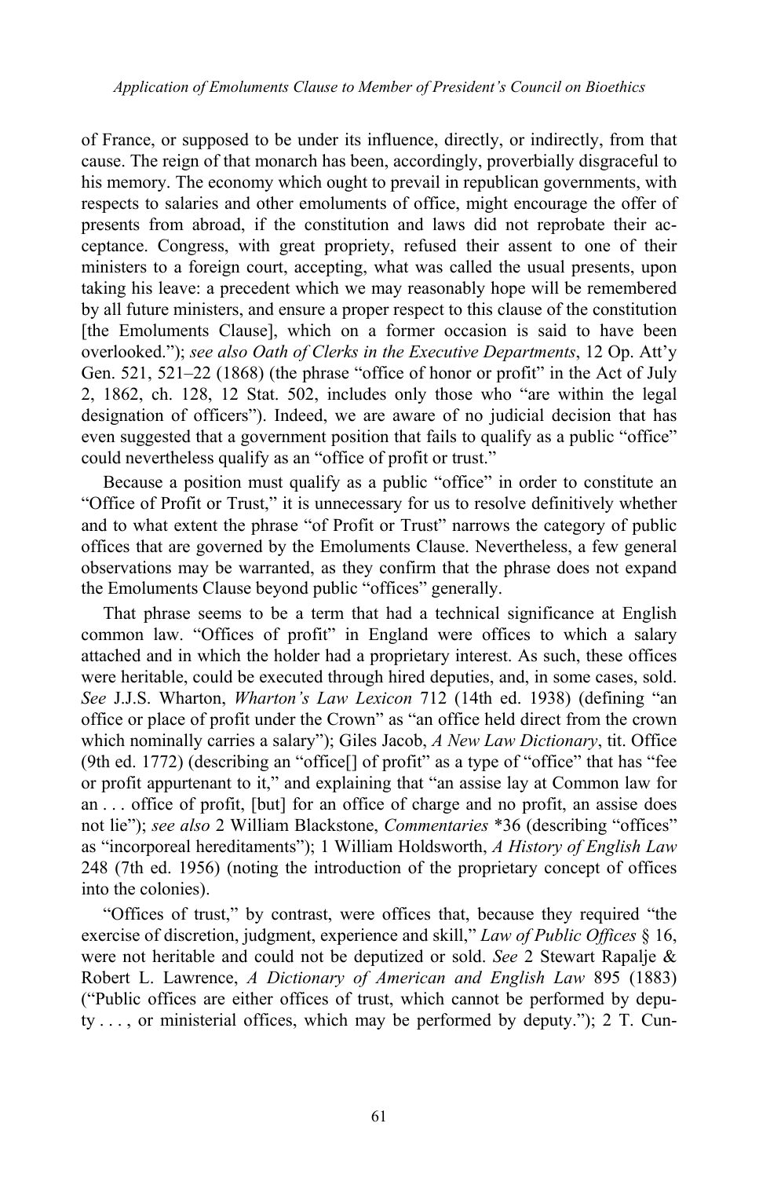of France, or supposed to be under its influence, directly, or indirectly, from that cause. The reign of that monarch has been, accordingly, proverbially disgraceful to his memory. The economy which ought to prevail in republican governments, with respects to salaries and other emoluments of office, might encourage the offer of presents from abroad, if the constitution and laws did not reprobate their acceptance. Congress, with great propriety, refused their assent to one of their ministers to a foreign court, accepting, what was called the usual presents, upon taking his leave: a precedent which we may reasonably hope will be remembered by all future ministers, and ensure a proper respect to this clause of the constitution [the Emoluments Clause], which on a former occasion is said to have been overlooked."); *see also Oath of Clerks in the Executive Departments*, 12 Op. Att'y Gen. 521, 521–22 (1868) (the phrase "office of honor or profit" in the Act of July 2, 1862, ch. 128, 12 Stat. 502, includes only those who "are within the legal designation of officers"). Indeed, we are aware of no judicial decision that has even suggested that a government position that fails to qualify as a public "office" could nevertheless qualify as an "office of profit or trust."

Because a position must qualify as a public "office" in order to constitute an "Office of Profit or Trust," it is unnecessary for us to resolve definitively whether and to what extent the phrase "of Profit or Trust" narrows the category of public offices that are governed by the Emoluments Clause. Nevertheless, a few general observations may be warranted, as they confirm that the phrase does not expand the Emoluments Clause beyond public "offices" generally.

That phrase seems to be a term that had a technical significance at English common law. "Offices of profit" in England were offices to which a salary attached and in which the holder had a proprietary interest. As such, these offices were heritable, could be executed through hired deputies, and, in some cases, sold. *See* J.J.S. Wharton, *Wharton's Law Lexicon* 712 (14th ed. 1938) (defining "an office or place of profit under the Crown" as "an office held direct from the crown which nominally carries a salary"); Giles Jacob, *A New Law Dictionary*, tit. Office (9th ed. 1772) (describing an "office[] of profit" as a type of "office" that has "fee or profit appurtenant to it," and explaining that "an assise lay at Common law for an . . . office of profit, [but] for an office of charge and no profit, an assise does not lie"); *see also* 2 William Blackstone, *Commentaries* *36 (describing "offices" as "incorporeal hereditaments"); 1 William Holdsworth, *A History of English Law* 248 (7th ed. 1956) (noting the introduction of the proprietary concept of offices into the colonies).

"Offices of trust," by contrast, were offices that, because they required "the exercise of discretion, judgment, experience and skill," *Law of Public Offices* § 16, were not heritable and could not be deputized or sold. *See* 2 Stewart Rapalje & Robert L. Lawrence, *A Dictionary of American and English Law* 895 (1883) ("Public offices are either offices of trust, which cannot be performed by deputy . . . , or ministerial offices, which may be performed by deputy."); 2 T. Cun-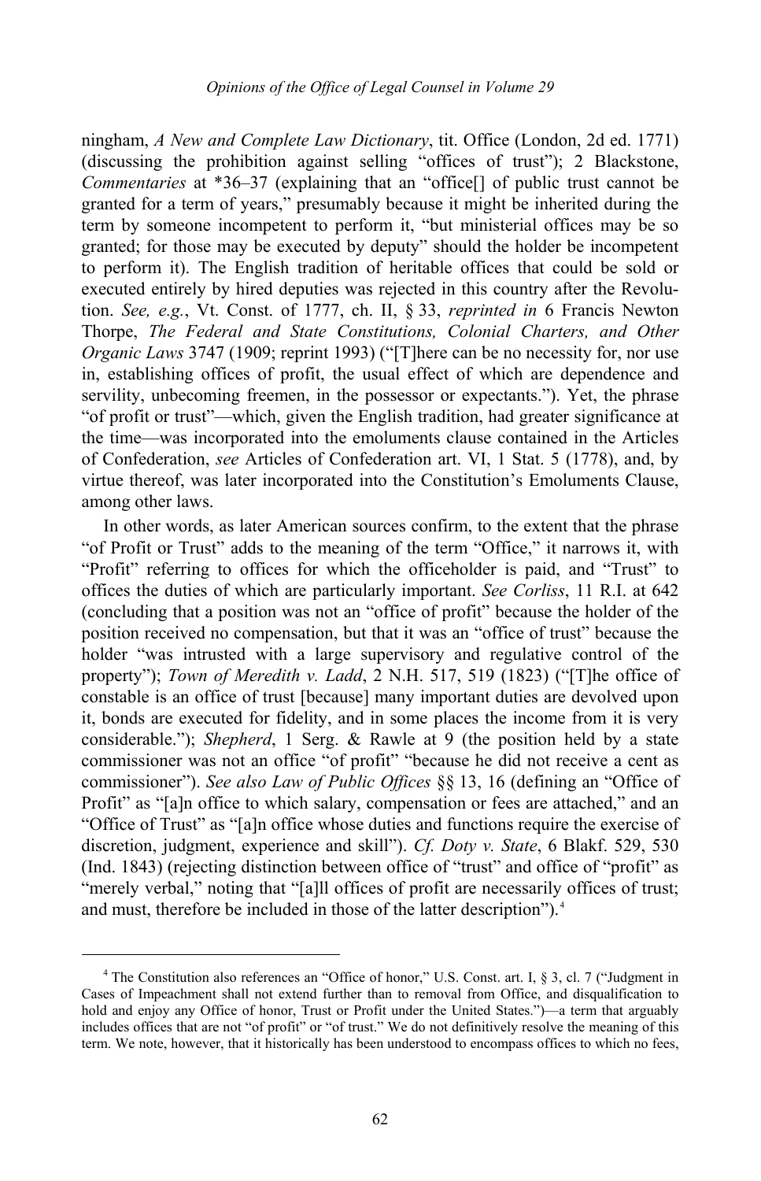ningham, *A New and Complete Law Dictionary*, tit. Office (London, 2d ed. 1771) (discussing the prohibition against selling "offices of trust"); 2 Blackstone, *Commentaries* at *36–37 (explaining that an "office[] of public trust cannot be granted for a term of years," presumably because it might be inherited during the term by someone incompetent to perform it, "but ministerial offices may be so granted; for those may be executed by deputy" should the holder be incompetent to perform it). The English tradition of heritable offices that could be sold or executed entirely by hired deputies was rejected in this country after the Revolution. *See, e.g.*, Vt. Const. of 1777, ch. II, § 33, *reprinted in* 6 Francis Newton Thorpe, *The Federal and State Constitutions, Colonial Charters, and Other Organic Laws* 3747 (1909; reprint 1993) ("[T]here can be no necessity for, nor use in, establishing offices of profit, the usual effect of which are dependence and servility, unbecoming freemen, in the possessor or expectants."). Yet, the phrase "of profit or trust"—which, given the English tradition, had greater significance at the time—was incorporated into the emoluments clause contained in the Articles of Confederation, *see* Articles of Confederation art. VI, 1 Stat. 5 (1778), and, by virtue thereof, was later incorporated into the Constitution's Emoluments Clause, among other laws.

In other words, as later American sources confirm, to the extent that the phrase "of Profit or Trust" adds to the meaning of the term "Office," it narrows it, with "Profit" referring to offices for which the officeholder is paid, and "Trust" to offices the duties of which are particularly important. *See Corliss*, 11 R.I. at 642 (concluding that a position was not an "office of profit" because the holder of the position received no compensation, but that it was an "office of trust" because the holder "was intrusted with a large supervisory and regulative control of the property"); *Town of Meredith v. Ladd*, 2 N.H. 517, 519 (1823) ("[T]he office of constable is an office of trust [because] many important duties are devolved upon it, bonds are executed for fidelity, and in some places the income from it is very considerable."); *Shepherd*, 1 Serg. & Rawle at 9 (the position held by a state commissioner was not an office "of profit" "because he did not receive a cent as commissioner"). *See also Law of Public Offices* §§ 13, 16 (defining an "Office of Profit" as "[a]n office to which salary, compensation or fees are attached," and an "Office of Trust" as "[a]n office whose duties and functions require the exercise of discretion, judgment, experience and skill"). *Cf. Doty v. State*, 6 Blakf. 529, 530 (Ind. 1843) (rejecting distinction between office of "trust" and office of "profit" as "merely verbal," noting that "[a]ll offices of profit are necessarily offices of trust; and must, therefore be included in those of the latter description").[4]

[4] The Constitution also references an "Office of honor," U.S. Const. art. I, § 3, cl. 7 ("Judgment in Cases of Impeachment shall not extend further than to removal from Office, and disqualification to hold and enjoy any Office of honor, Trust or Profit under the United States.")—a term that arguably includes offices that are not "of profit" or "of trust." We do not definitively resolve the meaning of this term. We note, however, that it historically has been understood to encompass offices to which no fees,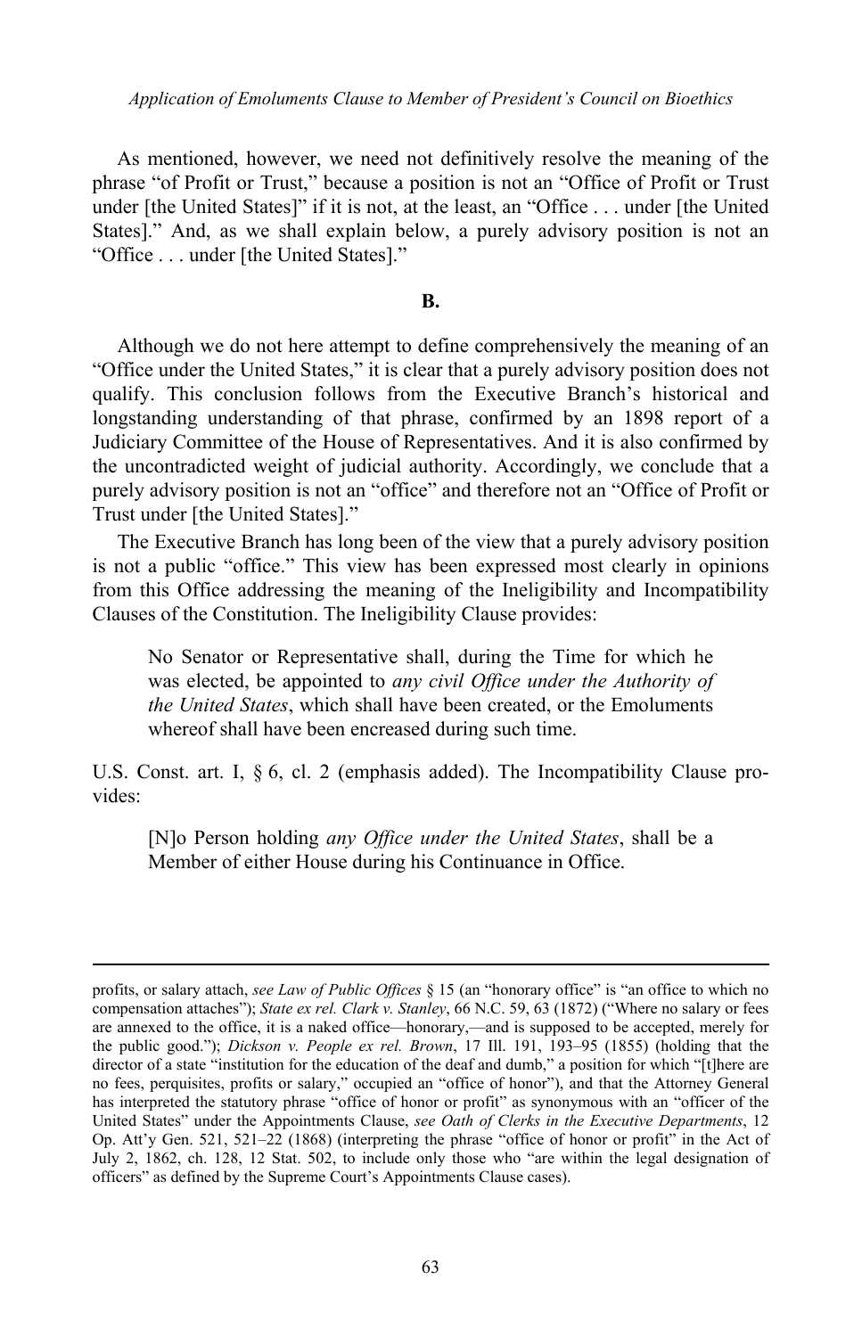As mentioned, however, we need not definitively resolve the meaning of the phrase "of Profit or Trust," because a position is not an "Office of Profit or Trust under [the United States]" if it is not, at the least, an "Office . . . under [the United States]." And, as we shall explain below, a purely advisory position is not an "Office . . . under [the United States]."

**B.**

Although we do not here attempt to define comprehensively the meaning of an "Office under the United States," it is clear that a purely advisory position does not qualify. This conclusion follows from the Executive Branch's historical and longstanding understanding of that phrase, confirmed by an 1898 report of a Judiciary Committee of the House of Representatives. And it is also confirmed by the uncontradicted weight of judicial authority. Accordingly, we conclude that a purely advisory position is not an "office" and therefore not an "Office of Profit or Trust under [the United States]."

The Executive Branch has long been of the view that a purely advisory position is not a public "office." This view has been expressed most clearly in opinions from this Office addressing the meaning of the Ineligibility and Incompatibility Clauses of the Constitution. The Ineligibility Clause provides:

> No Senator or Representative shall, during the Time for which he was elected, be appointed to *any civil Office under the Authority of the United States*, which shall have been created, or the Emoluments whereof shall have been encreased during such time.

U.S. Const. art. I, § 6, cl. 2 (emphasis added). The Incompatibility Clause provides:

> [N]o Person holding *any Office under the United States*, shall be a Member of either House during his Continuance in Office.

---

profits, or salary attach, *see Law of Public Offices* § 15 (an "honorary office" is "an office to which no compensation attaches"); *State ex rel. Clark v. Stanley*, 66 N.C. 59, 63 (1872) ("Where no salary or fees are annexed to the office, it is a naked office—honorary,—and is supposed to be accepted, merely for the public good."); *Dickson v. People ex rel. Brown*, 17 Ill. 191, 193–95 (1855) (holding that the director of a state "institution for the education of the deaf and dumb," a position for which "[t]here are no fees, perquisites, profits or salary," occupied an "office of honor"), and that the Attorney General has interpreted the statutory phrase "office of honor or profit" as synonymous with an "officer of the United States" under the Appointments Clause, *see Oath of Clerks in the Executive Departments*, 12 Op. Att'y Gen. 521, 521–22 (1868) (interpreting the phrase "office of honor or profit" in the Act of July 2, 1862, ch. 128, 12 Stat. 502, to include only those who "are within the legal designation of officers" as defined by the Supreme Court's Appointments Clause cases).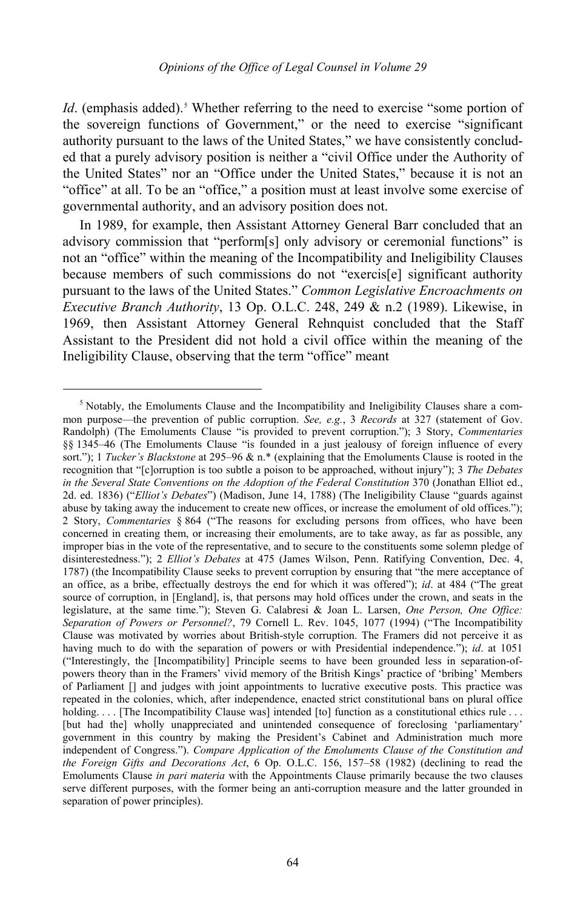*Id*. (emphasis added).[5] Whether referring to the need to exercise "some portion of the sovereign functions of Government," or the need to exercise "significant authority pursuant to the laws of the United States," we have consistently concluded that a purely advisory position is neither a "civil Office under the Authority of the United States" nor an "Office under the United States," because it is not an "office" at all. To be an "office," a position must at least involve some exercise of governmental authority, and an advisory position does not.

In 1989, for example, then Assistant Attorney General Barr concluded that an advisory commission that "perform[s] only advisory or ceremonial functions" is not an "office" within the meaning of the Incompatibility and Ineligibility Clauses because members of such commissions do not "exercis[e] significant authority pursuant to the laws of the United States." *Common Legislative Encroachments on Executive Branch Authority*, 13 Op. O.L.C. 248, 249 & n.2 (1989). Likewise, in 1969, then Assistant Attorney General Rehnquist concluded that the Staff Assistant to the President did not hold a civil office within the meaning of the Ineligibility Clause, observing that the term "office" meant

[5] Notably, the Emoluments Clause and the Incompatibility and Ineligibility Clauses share a common purpose—the prevention of public corruption. *See, e.g.*, 3 *Records* at 327 (statement of Gov. Randolph) (The Emoluments Clause "is provided to prevent corruption."); 3 Story, *Commentaries* §§ 1345–46 (The Emoluments Clause "is founded in a just jealousy of foreign influence of every sort."); 1 *Tucker's Blackstone* at 295–96 & n.* (explaining that the Emoluments Clause is rooted in the recognition that "[c]orruption is too subtle a poison to be approached, without injury"); 3 *The Debates in the Several State Conventions on the Adoption of the Federal Constitution* 370 (Jonathan Elliot ed., 2d. ed. 1836) ("*Elliot's Debates*") (Madison, June 14, 1788) (The Ineligibility Clause "guards against abuse by taking away the inducement to create new offices, or increase the emolument of old offices."); 2 Story, *Commentaries* § 864 ("The reasons for excluding persons from offices, who have been concerned in creating them, or increasing their emoluments, are to take away, as far as possible, any improper bias in the vote of the representative, and to secure to the constituents some solemn pledge of disinterestedness."); 2 *Elliot's Debates* at 475 (James Wilson, Penn. Ratifying Convention, Dec. 4, 1787) (the Incompatibility Clause seeks to prevent corruption by ensuring that "the mere acceptance of an office, as a bribe, effectually destroys the end for which it was offered"); *id*. at 484 ("The great source of corruption, in [England], is, that persons may hold offices under the crown, and seats in the legislature, at the same time."); Steven G. Calabresi & Joan L. Larsen, *One Person, One Office: Separation of Powers or Personnel?*, 79 Cornell L. Rev. 1045, 1077 (1994) ("The Incompatibility Clause was motivated by worries about British-style corruption. The Framers did not perceive it as having much to do with the separation of powers or with Presidential independence."); *id*. at 1051 ("Interestingly, the [Incompatibility] Principle seems to have been grounded less in separation-of-powers theory than in the Framers' vivid memory of the British Kings' practice of 'bribing' Members of Parliament [] and judges with joint appointments to lucrative executive posts. This practice was repeated in the colonies, which, after independence, enacted strict constitutional bans on plural office holding. . . . [The Incompatibility Clause was] intended [to] function as a constitutional ethics rule . . . [but had the] wholly unappreciated and unintended consequence of foreclosing 'parliamentary' government in this country by making the President's Cabinet and Administration much more independent of Congress."). *Compare Application of the Emoluments Clause of the Constitution and the Foreign Gifts and Decorations Act*, 6 Op. O.L.C. 156, 157–58 (1982) (declining to read the Emoluments Clause *in pari materia* with the Appointments Clause primarily because the two clauses serve different purposes, with the former being an anti-corruption measure and the latter grounded in separation of power principles).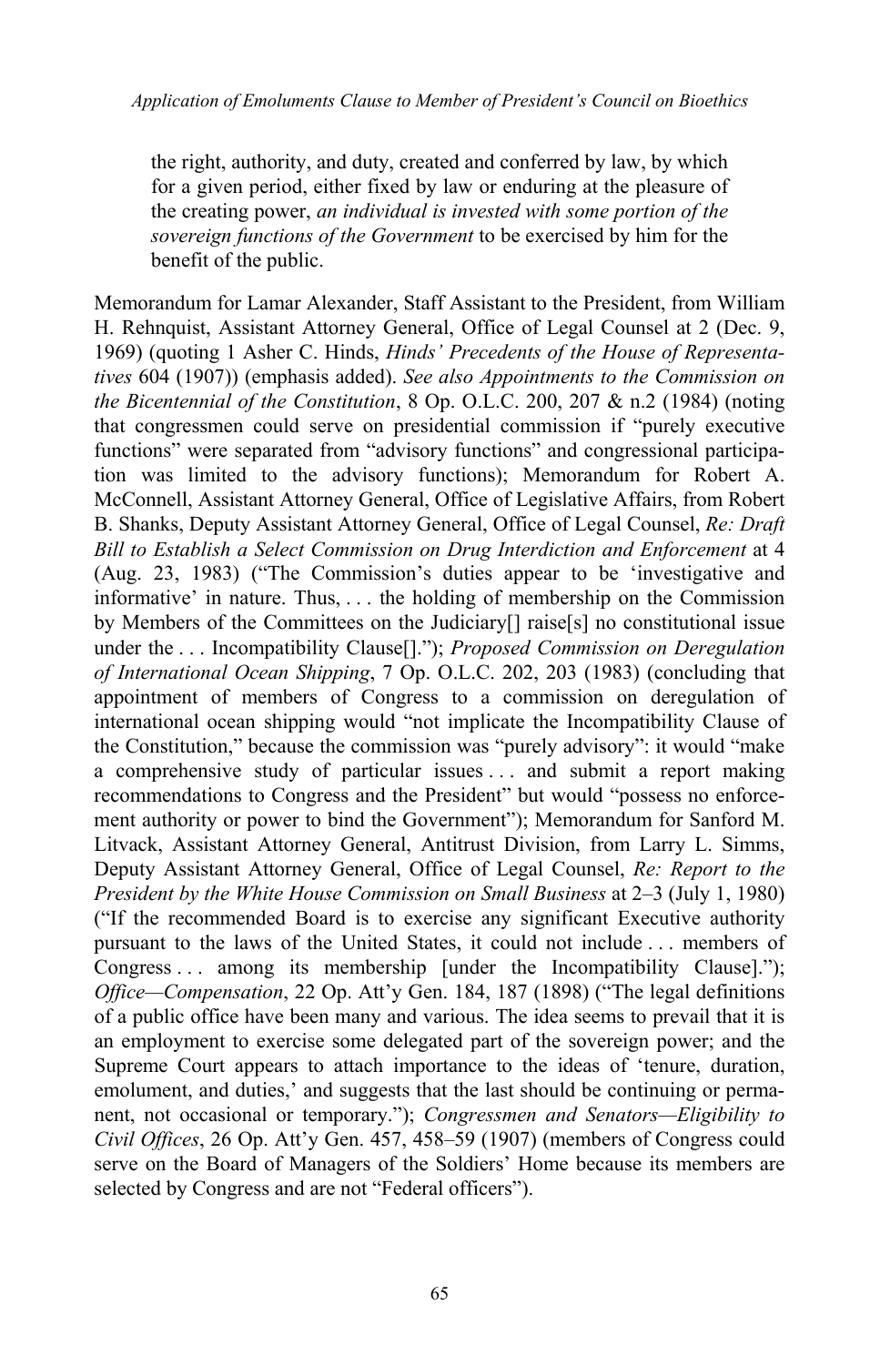> the right, authority, and duty, created and conferred by law, by which for a given period, either fixed by law or enduring at the pleasure of the creating power, *an individual is invested with some portion of the sovereign functions of the Government* to be exercised by him for the benefit of the public.

Memorandum for Lamar Alexander, Staff Assistant to the President, from William H. Rehnquist, Assistant Attorney General, Office of Legal Counsel at 2 (Dec. 9, 1969) (quoting 1 Asher C. Hinds, *Hinds' Precedents of the House of Representatives* 604 (1907)) (emphasis added). *See also Appointments to the Commission on the Bicentennial of the Constitution*, 8 Op. O.L.C. 200, 207 & n.2 (1984) (noting that congressmen could serve on presidential commission if "purely executive functions" were separated from "advisory functions" and congressional participation was limited to the advisory functions); Memorandum for Robert A. McConnell, Assistant Attorney General, Office of Legislative Affairs, from Robert B. Shanks, Deputy Assistant Attorney General, Office of Legal Counsel, *Re: Draft Bill to Establish a Select Commission on Drug Interdiction and Enforcement* at 4 (Aug. 23, 1983) ("The Commission's duties appear to be 'investigative and informative' in nature. Thus, . . . the holding of membership on the Commission by Members of the Committees on the Judiciary[] raise[s] no constitutional issue under the . . . Incompatibility Clause[]."); *Proposed Commission on Deregulation of International Ocean Shipping*, 7 Op. O.L.C. 202, 203 (1983) (concluding that appointment of members of Congress to a commission on deregulation of international ocean shipping would "not implicate the Incompatibility Clause of the Constitution," because the commission was "purely advisory": it would "make a comprehensive study of particular issues . . . and submit a report making recommendations to Congress and the President" but would "possess no enforcement authority or power to bind the Government"); Memorandum for Sanford M. Litvack, Assistant Attorney General, Antitrust Division, from Larry L. Simms, Deputy Assistant Attorney General, Office of Legal Counsel, *Re: Report to the President by the White House Commission on Small Business* at 2–3 (July 1, 1980) ("If the recommended Board is to exercise any significant Executive authority pursuant to the laws of the United States, it could not include . . . members of Congress . . . among its membership [under the Incompatibility Clause]."); *Office—Compensation*, 22 Op. Att'y Gen. 184, 187 (1898) ("The legal definitions of a public office have been many and various. The idea seems to prevail that it is an employment to exercise some delegated part of the sovereign power; and the Supreme Court appears to attach importance to the ideas of 'tenure, duration, emolument, and duties,' and suggests that the last should be continuing or permanent, not occasional or temporary."); *Congressmen and Senators—Eligibility to Civil Offices*, 26 Op. Att'y Gen. 457, 458–59 (1907) (members of Congress could serve on the Board of Managers of the Soldiers' Home because its members are selected by Congress and are not "Federal officers").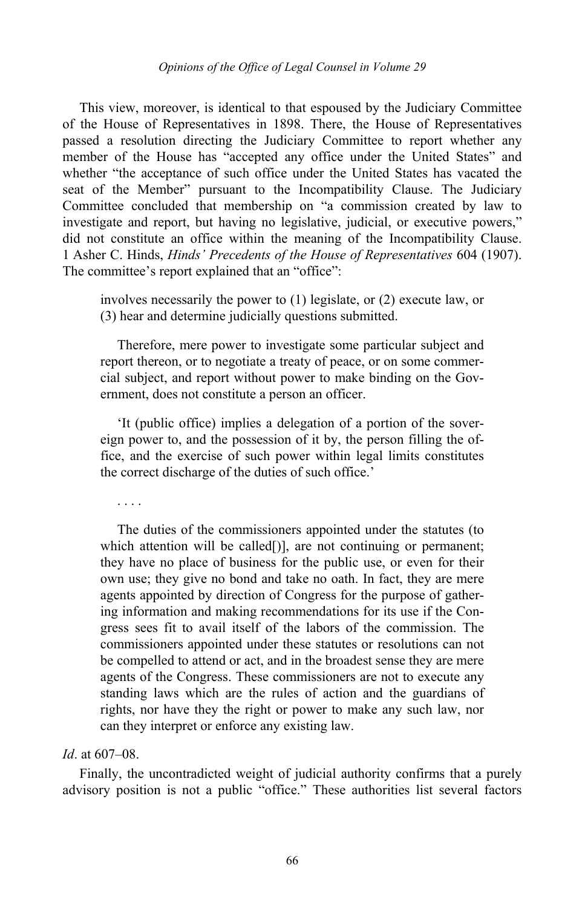This view, moreover, is identical to that espoused by the Judiciary Committee of the House of Representatives in 1898. There, the House of Representatives passed a resolution directing the Judiciary Committee to report whether any member of the House has "accepted any office under the United States" and whether "the acceptance of such office under the United States has vacated the seat of the Member" pursuant to the Incompatibility Clause. The Judiciary Committee concluded that membership on "a commission created by law to investigate and report, but having no legislative, judicial, or executive powers," did not constitute an office within the meaning of the Incompatibility Clause. 1 Asher C. Hinds, *Hinds' Precedents of the House of Representatives* 604 (1907). The committee's report explained that an "office":

> involves necessarily the power to (1) legislate, or (2) execute law, or (3) hear and determine judicially questions submitted.
>
> Therefore, mere power to investigate some particular subject and report thereon, or to negotiate a treaty of peace, or on some commercial subject, and report without power to make binding on the Government, does not constitute a person an officer.
>
> 'It (public office) implies a delegation of a portion of the sovereign power to, and the possession of it by, the person filling the office, and the exercise of such power within legal limits constitutes the correct discharge of the duties of such office.'
>
> . . . .
>
> The duties of the commissioners appointed under the statutes (to which attention will be called[)], are not continuing or permanent; they have no place of business for the public use, or even for their own use; they give no bond and take no oath. In fact, they are mere agents appointed by direction of Congress for the purpose of gathering information and making recommendations for its use if the Congress sees fit to avail itself of the labors of the commission. The commissioners appointed under these statutes or resolutions can not be compelled to attend or act, and in the broadest sense they are mere agents of the Congress. These commissioners are not to execute any standing laws which are the rules of action and the guardians of rights, nor have they the right or power to make any such law, nor can they interpret or enforce any existing law.

*Id*. at 607–08.

Finally, the uncontradicted weight of judicial authority confirms that a purely advisory position is not a public "office." These authorities list several factors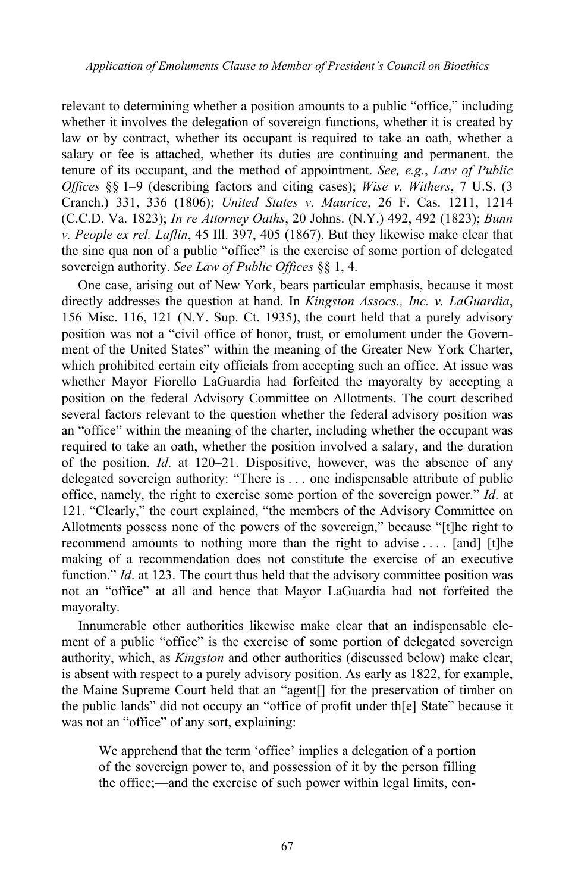relevant to determining whether a position amounts to a public "office," including whether it involves the delegation of sovereign functions, whether it is created by law or by contract, whether its occupant is required to take an oath, whether a salary or fee is attached, whether its duties are continuing and permanent, the tenure of its occupant, and the method of appointment. *See, e.g.*, *Law of Public Offices* §§ 1–9 (describing factors and citing cases); *Wise v. Withers*, 7 U.S. (3 Cranch.) 331, 336 (1806); *United States v. Maurice*, 26 F. Cas. 1211, 1214 (C.C.D. Va. 1823); *In re Attorney Oaths*, 20 Johns. (N.Y.) 492, 492 (1823); *Bunn v. People ex rel. Laflin*, 45 Ill. 397, 405 (1867). But they likewise make clear that the sine qua non of a public "office" is the exercise of some portion of delegated sovereign authority. *See Law of Public Offices* §§ 1, 4.

One case, arising out of New York, bears particular emphasis, because it most directly addresses the question at hand. In *Kingston Assocs., Inc. v. LaGuardia*, 156 Misc. 116, 121 (N.Y. Sup. Ct. 1935), the court held that a purely advisory position was not a "civil office of honor, trust, or emolument under the Government of the United States" within the meaning of the Greater New York Charter, which prohibited certain city officials from accepting such an office. At issue was whether Mayor Fiorello LaGuardia had forfeited the mayoralty by accepting a position on the federal Advisory Committee on Allotments. The court described several factors relevant to the question whether the federal advisory position was an "office" within the meaning of the charter, including whether the occupant was required to take an oath, whether the position involved a salary, and the duration of the position. *Id*. at 120–21. Dispositive, however, was the absence of any delegated sovereign authority: "There is . . . one indispensable attribute of public office, namely, the right to exercise some portion of the sovereign power." *Id*. at 121. "Clearly," the court explained, "the members of the Advisory Committee on Allotments possess none of the powers of the sovereign," because "[t]he right to recommend amounts to nothing more than the right to advise . . . . [and] [t]he making of a recommendation does not constitute the exercise of an executive function." *Id*. at 123. The court thus held that the advisory committee position was not an "office" at all and hence that Mayor LaGuardia had not forfeited the mayoralty.

Innumerable other authorities likewise make clear that an indispensable element of a public "office" is the exercise of some portion of delegated sovereign authority, which, as *Kingston* and other authorities (discussed below) make clear, is absent with respect to a purely advisory position. As early as 1822, for example, the Maine Supreme Court held that an "agent[] for the preservation of timber on the public lands" did not occupy an "office of profit under th[e] State" because it was not an "office" of any sort, explaining:

> We apprehend that the term 'office' implies a delegation of a portion of the sovereign power to, and possession of it by the person filling the office;—and the exercise of such power within legal limits, con-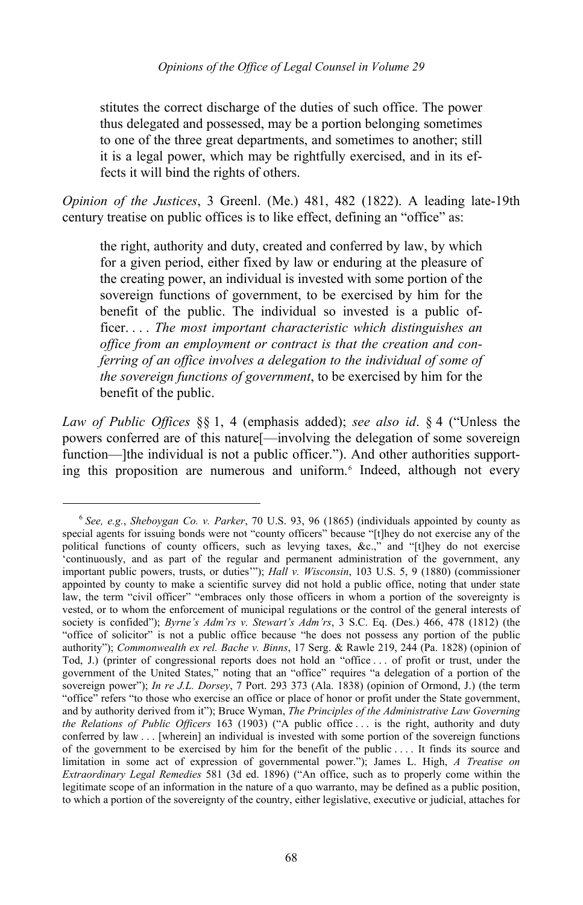> stitutes the correct discharge of the duties of such office. The power thus delegated and possessed, may be a portion belonging sometimes to one of the three great departments, and sometimes to another; still it is a legal power, which may be rightfully exercised, and in its effects it will bind the rights of others.

*Opinion of the Justices*, 3 Greenl. (Me.) 481, 482 (1822). A leading late-19th century treatise on public offices is to like effect, defining an "office" as:

> the right, authority and duty, created and conferred by law, by which for a given period, either fixed by law or enduring at the pleasure of the creating power, an individual is invested with some portion of the sovereign functions of government, to be exercised by him for the benefit of the public. The individual so invested is a public officer. . . . *The most important characteristic which distinguishes an office from an employment or contract is that the creation and conferring of an office involves a delegation to the individual of some of the sovereign functions of government*, to be exercised by him for the benefit of the public.

*Law of Public Offices* §§ 1, 4 (emphasis added); *see also id*. § 4 ("Unless the powers conferred are of this nature[—involving the delegation of some sovereign function—]the individual is not a public officer."). And other authorities supporting this proposition are numerous and uniform.[6] Indeed, although not every

[6] *See, e.g.*, *Sheboygan Co. v. Parker*, 70 U.S. 93, 96 (1865) (individuals appointed by county as special agents for issuing bonds were not "county officers" because "[t]hey do not exercise any of the political functions of county officers, such as levying taxes, &c.," and "[t]hey do not exercise 'continuously, and as part of the regular and permanent administration of the government, any important public powers, trusts, or duties'"); *Hall v. Wisconsin*, 103 U.S. 5, 9 (1880) (commissioner appointed by county to make a scientific survey did not hold a public office, noting that under state law, the term "civil officer" "embraces only those officers in whom a portion of the sovereignty is vested, or to whom the enforcement of municipal regulations or the control of the general interests of society is confided"); *Byrne's Adm'rs v. Stewart's Adm'rs*, 3 S.C. Eq. (Des.) 466, 478 (1812) (the "office of solicitor" is not a public office because "he does not possess any portion of the public authority"); *Commonwealth ex rel. Bache v. Binns*, 17 Serg. & Rawle 219, 244 (Pa. 1828) (opinion of Tod, J.) (printer of congressional reports does not hold an "office . . . of profit or trust, under the government of the United States," noting that an "office" requires "a delegation of a portion of the sovereign power"); *In re J.L. Dorsey*, 7 Port. 293 373 (Ala. 1838) (opinion of Ormond, J.) (the term "office" refers "to those who exercise an office or place of honor or profit under the State government, and by authority derived from it"); Bruce Wyman, *The Principles of the Administrative Law Governing the Relations of Public Officers* 163 (1903) ("A public office . . . is the right, authority and duty conferred by law . . . [wherein] an individual is invested with some portion of the sovereign functions of the government to be exercised by him for the benefit of the public . . . . It finds its source and limitation in some act of expression of governmental power."); James L. High, *A Treatise on Extraordinary Legal Remedies* 581 (3d ed. 1896) ("An office, such as to properly come within the legitimate scope of an information in the nature of a quo warranto, may be defined as a public position, to which a portion of the sovereignty of the country, either legislative, executive or judicial, attaches for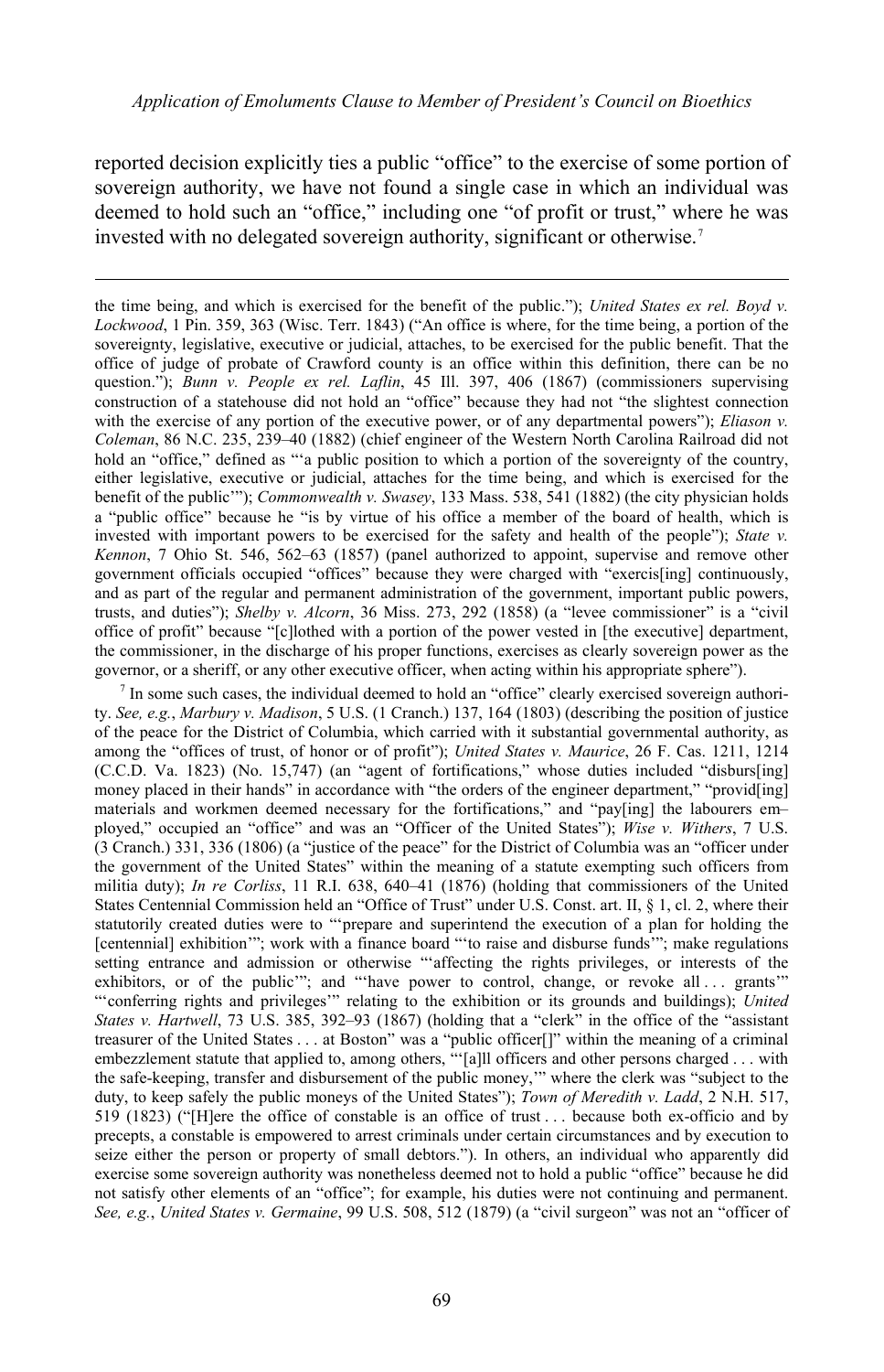reported decision explicitly ties a public "office" to the exercise of some portion of sovereign authority, we have not found a single case in which an individual was deemed to hold such an "office," including one "of profit or trust," where he was invested with no delegated sovereign authority, significant or otherwise.[7]

---

the time being, and which is exercised for the benefit of the public."); *United States ex rel. Boyd v. Lockwood*, 1 Pin. 359, 363 (Wisc. Terr. 1843) ("An office is where, for the time being, a portion of the sovereignty, legislative, executive or judicial, attaches, to be exercised for the public benefit. That the office of judge of probate of Crawford county is an office within this definition, there can be no question."); *Bunn v. People ex rel. Laflin*, 45 Ill. 397, 406 (1867) (commissioners supervising construction of a statehouse did not hold an "office" because they had not "the slightest connection with the exercise of any portion of the executive power, or of any departmental powers"); *Eliason v. Coleman*, 86 N.C. 235, 239–40 (1882) (chief engineer of the Western North Carolina Railroad did not hold an "office," defined as "'a public position to which a portion of the sovereignty of the country, either legislative, executive or judicial, attaches for the time being, and which is exercised for the benefit of the public'"); *Commonwealth v. Swasey*, 133 Mass. 538, 541 (1882) (the city physician holds a "public office" because he "is by virtue of his office a member of the board of health, which is invested with important powers to be exercised for the safety and health of the people"); *State v. Kennon*, 7 Ohio St. 546, 562–63 (1857) (panel authorized to appoint, supervise and remove other government officials occupied "offices" because they were charged with "exercis[ing] continuously, and as part of the regular and permanent administration of the government, important public powers, trusts, and duties"); *Shelby v. Alcorn*, 36 Miss. 273, 292 (1858) (a "levee commissioner" is a "civil office of profit" because "[c]lothed with a portion of the power vested in [the executive] department, the commissioner, in the discharge of his proper functions, exercises as clearly sovereign power as the governor, or a sheriff, or any other executive officer, when acting within his appropriate sphere").

[7] In some such cases, the individual deemed to hold an "office" clearly exercised sovereign authority. *See, e.g.*, *Marbury v. Madison*, 5 U.S. (1 Cranch.) 137, 164 (1803) (describing the position of justice of the peace for the District of Columbia, which carried with it substantial governmental authority, as among the "offices of trust, of honor or of profit"); *United States v. Maurice*, 26 F. Cas. 1211, 1214 (C.C.D. Va. 1823) (No. 15,747) (an "agent of fortifications," whose duties included "disburs[ing] money placed in their hands" in accordance with "the orders of the engineer department," "provid[ing] materials and workmen deemed necessary for the fortifications," and "pay[ing] the labourers em–ployed," occupied an "office" and was an "Officer of the United States"); *Wise v. Withers*, 7 U.S. (3 Cranch.) 331, 336 (1806) (a "justice of the peace" for the District of Columbia was an "officer under the government of the United States" within the meaning of a statute exempting such officers from militia duty); *In re Corliss*, 11 R.I. 638, 640–41 (1876) (holding that commissioners of the United States Centennial Commission held an "Office of Trust" under U.S. Const. art. II, § 1, cl. 2, where their statutorily created duties were to "'prepare and superintend the execution of a plan for holding the [centennial] exhibition'"; work with a finance board "'to raise and disburse funds'"; make regulations setting entrance and admission or otherwise "'affecting the rights privileges, or interests of the exhibitors, or of the public'"; and "'have power to control, change, or revoke all . . . grants'" "'conferring rights and privileges'" relating to the exhibition or its grounds and buildings); *United States v. Hartwell*, 73 U.S. 385, 392–93 (1867) (holding that a "clerk" in the office of the "assistant treasurer of the United States . . . at Boston" was a "public officer[]" within the meaning of a criminal embezzlement statute that applied to, among others, "'[a]ll officers and other persons charged . . . with the safe-keeping, transfer and disbursement of the public money,'" where the clerk was "subject to the duty, to keep safely the public moneys of the United States"); *Town of Meredith v. Ladd*, 2 N.H. 517, 519 (1823) ("[H]ere the office of constable is an office of trust . . . because both ex-officio and by precepts, a constable is empowered to arrest criminals under certain circumstances and by execution to seize either the person or property of small debtors."). In others, an individual who apparently did exercise some sovereign authority was nonetheless deemed not to hold a public "office" because he did not satisfy other elements of an "office"; for example, his duties were not continuing and permanent. *See, e.g.*, *United States v. Germaine*, 99 U.S. 508, 512 (1879) (a "civil surgeon" was not an "officer of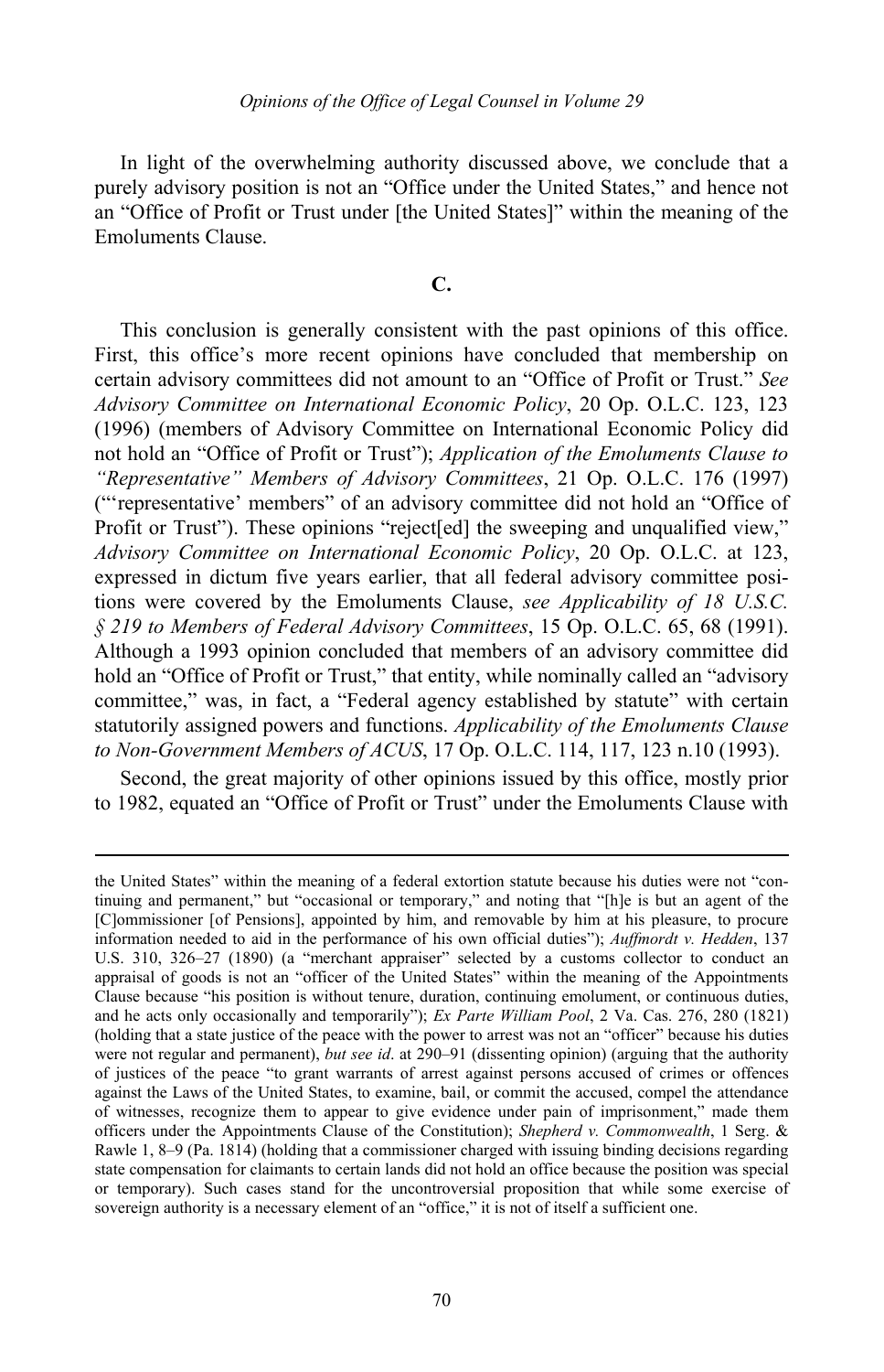In light of the overwhelming authority discussed above, we conclude that a purely advisory position is not an "Office under the United States," and hence not an "Office of Profit or Trust under [the United States]" within the meaning of the Emoluments Clause.

## C.

This conclusion is generally consistent with the past opinions of this office. First, this office's more recent opinions have concluded that membership on certain advisory committees did not amount to an "Office of Profit or Trust." *See Advisory Committee on International Economic Policy*, 20 Op. O.L.C. 123, 123 (1996) (members of Advisory Committee on International Economic Policy did not hold an "Office of Profit or Trust"); *Application of the Emoluments Clause to "Representative" Members of Advisory Committees*, 21 Op. O.L.C. 176 (1997) ("'representative' members" of an advisory committee did not hold an "Office of Profit or Trust"). These opinions "reject[ed] the sweeping and unqualified view," *Advisory Committee on International Economic Policy*, 20 Op. O.L.C. at 123, expressed in dictum five years earlier, that all federal advisory committee positions were covered by the Emoluments Clause, *see Applicability of 18 U.S.C. § 219 to Members of Federal Advisory Committees*, 15 Op. O.L.C. 65, 68 (1991). Although a 1993 opinion concluded that members of an advisory committee did hold an "Office of Profit or Trust," that entity, while nominally called an "advisory committee," was, in fact, a "Federal agency established by statute" with certain statutorily assigned powers and functions. *Applicability of the Emoluments Clause to Non-Government Members of ACUS*, 17 Op. O.L.C. 114, 117, 123 n.10 (1993).

Second, the great majority of other opinions issued by this office, mostly prior to 1982, equated an "Office of Profit or Trust" under the Emoluments Clause with

---

the United States" within the meaning of a federal extortion statute because his duties were not "continuing and permanent," but "occasional or temporary," and noting that "[h]e is but an agent of the [C]ommissioner [of Pensions], appointed by him, and removable by him at his pleasure, to procure information needed to aid in the performance of his own official duties"); *Auffmordt v. Hedden*, 137 U.S. 310, 326–27 (1890) (a "merchant appraiser" selected by a customs collector to conduct an appraisal of goods is not an "officer of the United States" within the meaning of the Appointments Clause because "his position is without tenure, duration, continuing emolument, or continuous duties, and he acts only occasionally and temporarily"); *Ex Parte William Pool*, 2 Va. Cas. 276, 280 (1821) (holding that a state justice of the peace with the power to arrest was not an "officer" because his duties were not regular and permanent), *but see id*. at 290–91 (dissenting opinion) (arguing that the authority of justices of the peace "to grant warrants of arrest against persons accused of crimes or offences against the Laws of the United States, to examine, bail, or commit the accused, compel the attendance of witnesses, recognize them to appear to give evidence under pain of imprisonment," made them officers under the Appointments Clause of the Constitution); *Shepherd v. Commonwealth*, 1 Serg. & Rawle 1, 8–9 (Pa. 1814) (holding that a commissioner charged with issuing binding decisions regarding state compensation for claimants to certain lands did not hold an office because the position was special or temporary). Such cases stand for the uncontroversial proposition that while some exercise of sovereign authority is a necessary element of an "office," it is not of itself a sufficient one.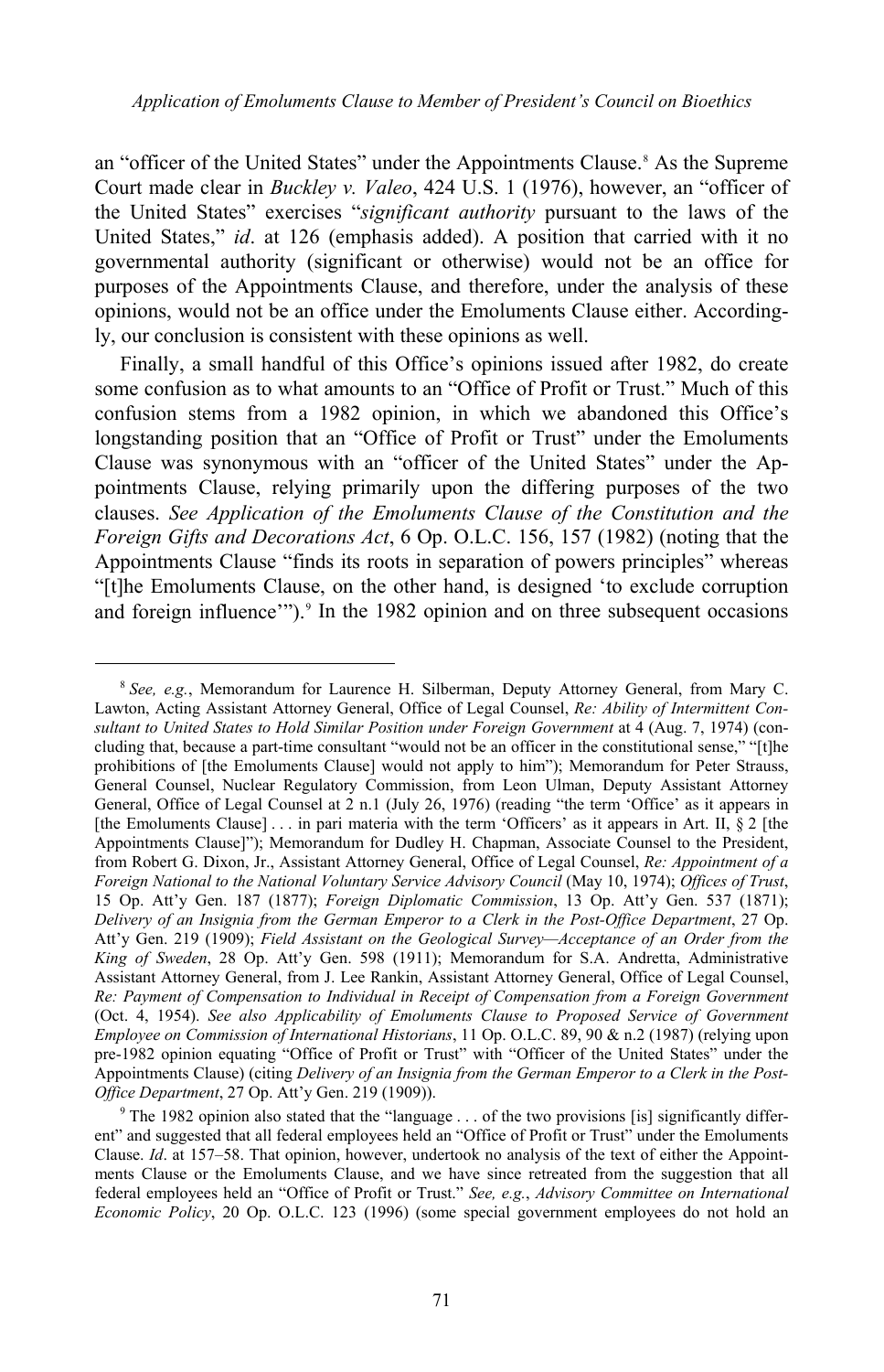an "officer of the United States" under the Appointments Clause.[8] As the Supreme Court made clear in *Buckley v. Valeo*, 424 U.S. 1 (1976), however, an "officer of the United States" exercises "*significant authority* pursuant to the laws of the United States," *id*. at 126 (emphasis added). A position that carried with it no governmental authority (significant or otherwise) would not be an office for purposes of the Appointments Clause, and therefore, under the analysis of these opinions, would not be an office under the Emoluments Clause either. Accordingly, our conclusion is consistent with these opinions as well.

Finally, a small handful of this Office's opinions issued after 1982, do create some confusion as to what amounts to an "Office of Profit or Trust." Much of this confusion stems from a 1982 opinion, in which we abandoned this Office's longstanding position that an "Office of Profit or Trust" under the Emoluments Clause was synonymous with an "officer of the United States" under the Appointments Clause, relying primarily upon the differing purposes of the two clauses. *See Application of the Emoluments Clause of the Constitution and the Foreign Gifts and Decorations Act*, 6 Op. O.L.C. 156, 157 (1982) (noting that the Appointments Clause "finds its roots in separation of powers principles" whereas "[t]he Emoluments Clause, on the other hand, is designed 'to exclude corruption and foreign influence'").[9] In the 1982 opinion and on three subsequent occasions

---

[8] *See, e.g.*, Memorandum for Laurence H. Silberman, Deputy Attorney General, from Mary C. Lawton, Acting Assistant Attorney General, Office of Legal Counsel, *Re: Ability of Intermittent Consultant to United States to Hold Similar Position under Foreign Government* at 4 (Aug. 7, 1974) (concluding that, because a part-time consultant "would not be an officer in the constitutional sense," "[t]he prohibitions of [the Emoluments Clause] would not apply to him"); Memorandum for Peter Strauss, General Counsel, Nuclear Regulatory Commission, from Leon Ulman, Deputy Assistant Attorney General, Office of Legal Counsel at 2 n.1 (July 26, 1976) (reading "the term 'Office' as it appears in [the Emoluments Clause] . . . in pari materia with the term 'Officers' as it appears in Art. II, § 2 [the Appointments Clause]"); Memorandum for Dudley H. Chapman, Associate Counsel to the President, from Robert G. Dixon, Jr., Assistant Attorney General, Office of Legal Counsel, *Re: Appointment of a Foreign National to the National Voluntary Service Advisory Council* (May 10, 1974); *Offices of Trust*, 15 Op. Att'y Gen. 187 (1877); *Foreign Diplomatic Commission*, 13 Op. Att'y Gen. 537 (1871); *Delivery of an Insignia from the German Emperor to a Clerk in the Post-Office Department*, 27 Op. Att'y Gen. 219 (1909); *Field Assistant on the Geological Survey—Acceptance of an Order from the King of Sweden*, 28 Op. Att'y Gen. 598 (1911); Memorandum for S.A. Andretta, Administrative Assistant Attorney General, from J. Lee Rankin, Assistant Attorney General, Office of Legal Counsel, *Re: Payment of Compensation to Individual in Receipt of Compensation from a Foreign Government* (Oct. 4, 1954). *See also Applicability of Emoluments Clause to Proposed Service of Government Employee on Commission of International Historians*, 11 Op. O.L.C. 89, 90 & n.2 (1987) (relying upon pre-1982 opinion equating "Office of Profit or Trust" with "Officer of the United States" under the Appointments Clause) (citing *Delivery of an Insignia from the German Emperor to a Clerk in the Post-Office Department*, 27 Op. Att'y Gen. 219 (1909)).

[9] The 1982 opinion also stated that the "language . . . of the two provisions [is] significantly different" and suggested that all federal employees held an "Office of Profit or Trust" under the Emoluments Clause. *Id*. at 157–58. That opinion, however, undertook no analysis of the text of either the Appointments Clause or the Emoluments Clause, and we have since retreated from the suggestion that all federal employees held an "Office of Profit or Trust." *See, e.g.*, *Advisory Committee on International Economic Policy*, 20 Op. O.L.C. 123 (1996) (some special government employees do not hold an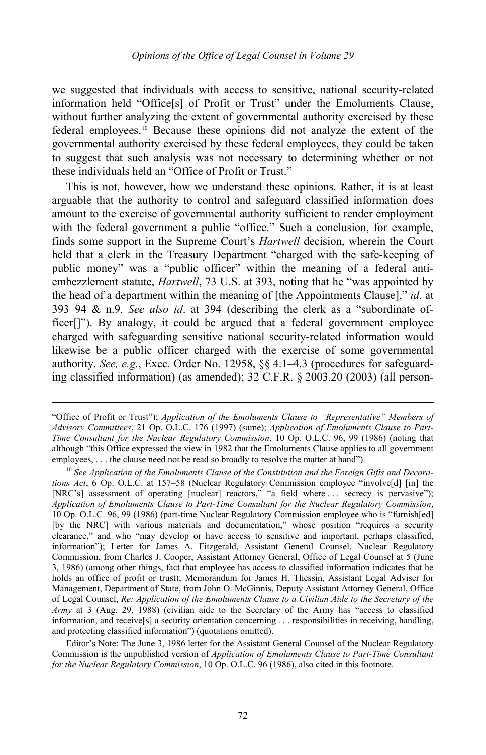we suggested that individuals with access to sensitive, national security-related information held "Office[s] of Profit or Trust" under the Emoluments Clause, without further analyzing the extent of governmental authority exercised by these federal employees.[10] Because these opinions did not analyze the extent of the governmental authority exercised by these federal employees, they could be taken to suggest that such analysis was not necessary to determining whether or not these individuals held an "Office of Profit or Trust."

This is not, however, how we understand these opinions. Rather, it is at least arguable that the authority to control and safeguard classified information does amount to the exercise of governmental authority sufficient to render employment with the federal government a public "office." Such a conclusion, for example, finds some support in the Supreme Court's *Hartwell* decision, wherein the Court held that a clerk in the Treasury Department "charged with the safe-keeping of public money" was a "public officer" within the meaning of a federal anti-embezzlement statute, *Hartwell*, 73 U.S. at 393, noting that he "was appointed by the head of a department within the meaning of [the Appointments Clause]," *id*. at 393–94 & n.9. *See also id*. at 394 (describing the clerk as a "subordinate officer[]"). By analogy, it could be argued that a federal government employee charged with safeguarding sensitive national security-related information would likewise be a public officer charged with the exercise of some governmental authority. *See, e.g.*, Exec. Order No. 12958, §§ 4.1–4.3 (procedures for safeguarding classified information) (as amended); 32 C.F.R. § 2003.20 (2003) (all person-

---

"Office of Profit or Trust"); *Application of the Emoluments Clause to "Representative" Members of Advisory Committees*, 21 Op. O.L.C. 176 (1997) (same); *Application of Emoluments Clause to Part-Time Consultant for the Nuclear Regulatory Commission*, 10 Op. O.L.C. 96, 99 (1986) (noting that although "this Office expressed the view in 1982 that the Emoluments Clause applies to all government employees, . . . the clause need not be read so broadly to resolve the matter at hand").

[10] *See Application of the Emoluments Clause of the Constitution and the Foreign Gifts and Decorations Act*, 6 Op. O.L.C. at 157–58 (Nuclear Regulatory Commission employee "involve[d] [in] the [NRC's] assessment of operating [nuclear] reactors," "a field where . . . secrecy is pervasive"); *Application of Emoluments Clause to Part-Time Consultant for the Nuclear Regulatory Commission*, 10 Op. O.L.C. 96, 99 (1986) (part-time Nuclear Regulatory Commission employee who is "furnish[ed] [by the NRC] with various materials and documentation," whose position "requires a security clearance," and who "may develop or have access to sensitive and important, perhaps classified, information"); Letter for James A. Fitzgerald, Assistant General Counsel, Nuclear Regulatory Commission, from Charles J. Cooper, Assistant Attorney General, Office of Legal Counsel at 5 (June 3, 1986) (among other things, fact that employee has access to classified information indicates that he holds an office of profit or trust); Memorandum for James H. Thessin, Assistant Legal Adviser for Management, Department of State, from John O. McGinnis, Deputy Assistant Attorney General, Office of Legal Counsel, *Re: Application of the Emoluments Clause to a Civilian Aide to the Secretary of the Army* at 3 (Aug. 29, 1988) (civilian aide to the Secretary of the Army has "access to classified information, and receive[s] a security orientation concerning . . . responsibilities in receiving, handling, and protecting classified information") (quotations omitted).

Editor's Note: The June 3, 1986 letter for the Assistant General Counsel of the Nuclear Regulatory Commission is the unpublished version of *Application of Emoluments Clause to Part-Time Consultant for the Nuclear Regulatory Commission*, 10 Op. O.L.C. 96 (1986), also cited in this footnote.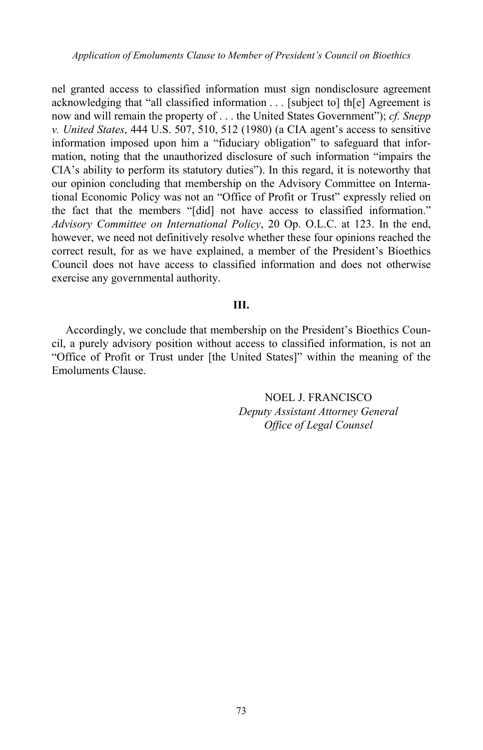nel granted access to classified information must sign nondisclosure agreement acknowledging that "all classified information . . . [subject to] th[e] Agreement is now and will remain the property of . . . the United States Government"); *cf. Snepp v. United States*, 444 U.S. 507, 510, 512 (1980) (a CIA agent's access to sensitive information imposed upon him a "fiduciary obligation" to safeguard that information, noting that the unauthorized disclosure of such information "impairs the CIA's ability to perform its statutory duties"). In this regard, it is noteworthy that our opinion concluding that membership on the Advisory Committee on International Economic Policy was not an "Office of Profit or Trust" expressly relied on the fact that the members "[did] not have access to classified information." *Advisory Committee on International Policy*, 20 Op. O.L.C. at 123. In the end, however, we need not definitively resolve whether these four opinions reached the correct result, for as we have explained, a member of the President's Bioethics Council does not have access to classified information and does not otherwise exercise any governmental authority.

## III.

Accordingly, we conclude that membership on the President's Bioethics Council, a purely advisory position without access to classified information, is not an "Office of Profit or Trust under [the United States]" within the meaning of the Emoluments Clause.

NOEL J. FRANCISCO
*Deputy Assistant Attorney General*
*Office of Legal Counsel*